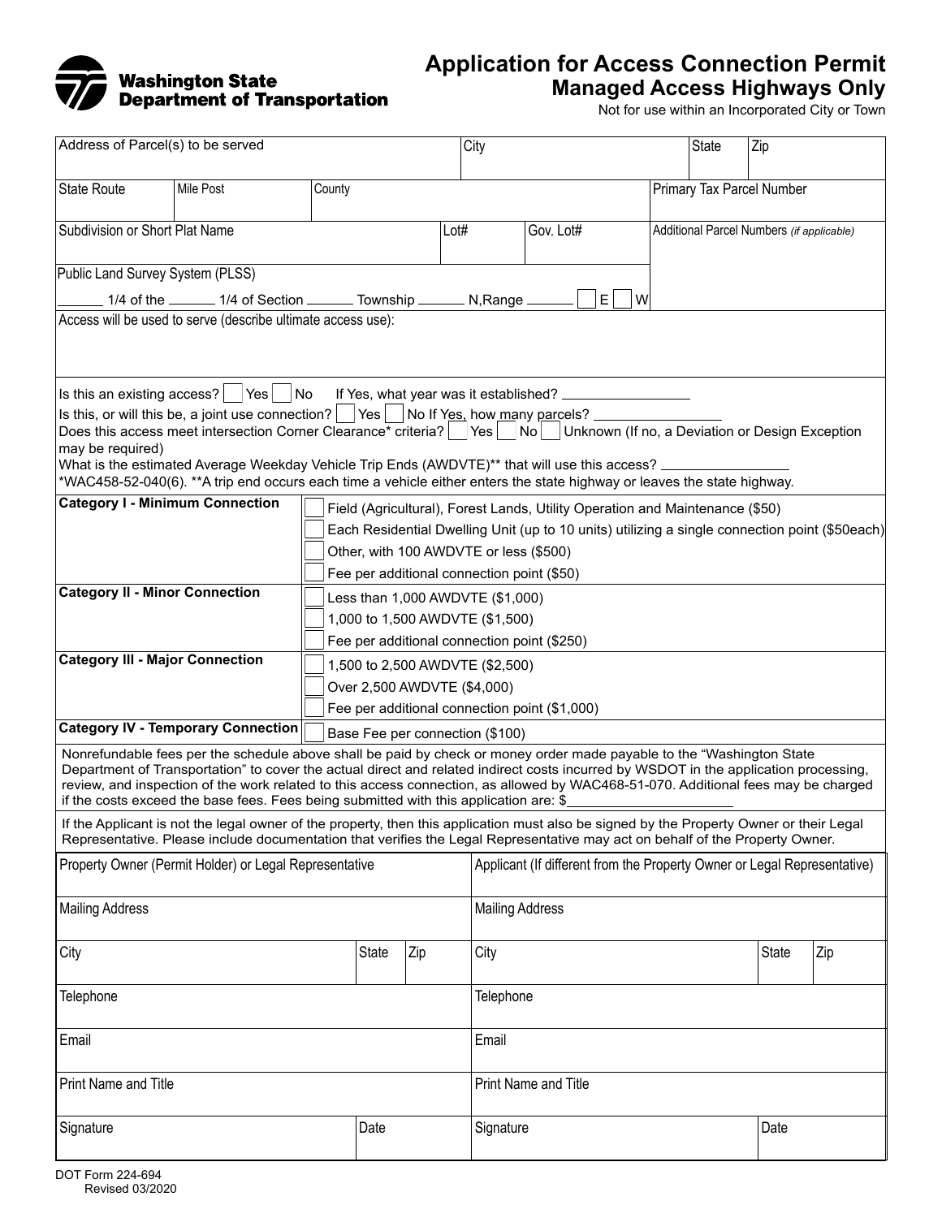**Washington State Department of Transportation**

# Application for Access Connection Permit

## Managed Access Highways Only

Not for use within an Incorporated City or Town

| Address of Parcel(s) to be served | City | State | Zip |
|---|---|---|---|
| | | | |

| State Route | Mile Post | County | Primary Tax Parcel Number |
|---|---|---|---|
| | | | |

| Subdivision or Short Plat Name | Lot# | Gov. Lot# | Additional Parcel Numbers *(if applicable)* |
|---|---|---|---|
| | | | |

Public Land Survey System (PLSS)

______ 1/4 of the ______ 1/4 of Section ______ Township ______ N,Range ______ ☐ E ☐ W

Access will be used to serve (describe ultimate access use):

Is this an existing access? ☐ Yes ☐ No  If Yes, what year was it established? ________________

Is this, or will this be, a joint use connection? ☐ Yes ☐ No If Yes, how many parcels? ________________

Does this access meet intersection Corner Clearance* criteria? ☐ Yes ☐ No ☐ Unknown (If no, a Deviation or Design Exception may be required)

What is the estimated Average Weekday Vehicle Trip Ends (AWDVTE)** that will use this access? ________________

*WAC458-52-040(6). **A trip end occurs each time a vehicle either enters the state highway or leaves the state highway.

| Category | Options |
|---|---|
| **Category I - Minimum Connection** | ☐ Field (Agricultural), Forest Lands, Utility Operation and Maintenance ($50) |
| | ☐ Each Residential Dwelling Unit (up to 10 units) utilizing a single connection point ($50each) |
| | ☐ Other, with 100 AWDVTE or less ($500) |
| | ☐ Fee per additional connection point ($50) |
| **Category II - Minor Connection** | ☐ Less than 1,000 AWDVTE ($1,000) |
| | ☐ 1,000 to 1,500 AWDVTE ($1,500) |
| | ☐ Fee per additional connection point ($250) |
| **Category III - Major Connection** | ☐ 1,500 to 2,500 AWDVTE ($2,500) |
| | ☐ Over 2,500 AWDVTE ($4,000) |
| | ☐ Fee per additional connection point ($1,000) |
| **Category IV - Temporary Connection** | ☐ Base Fee per connection ($100) |

Nonrefundable fees per the schedule above shall be paid by check or money order made payable to the "Washington State Department of Transportation" to cover the actual direct and related indirect costs incurred by WSDOT in the application processing, review, and inspection of the work related to this access connection, as allowed by WAC468-51-070. Additional fees may be charged if the costs exceed the base fees. Fees being submitted with this application are: $________________

If the Applicant is not the legal owner of the property, then this application must also be signed by the Property Owner or their Legal Representative. Please include documentation that verifies the Legal Representative may act on behalf of the Property Owner.

| Property Owner (Permit Holder) or Legal Representative | | | Applicant (If different from the Property Owner or Legal Representative) | | |
|---|---|---|---|---|---|
| Mailing Address | | | Mailing Address | | |
| City | State | Zip | City | State | Zip |
| Telephone | | | Telephone | | |
| Email | | | Email | | |
| Print Name and Title | | | Print Name and Title | | |
| Signature | Date | | Signature | Date | |

DOT Form 224-694
Revised 03/2020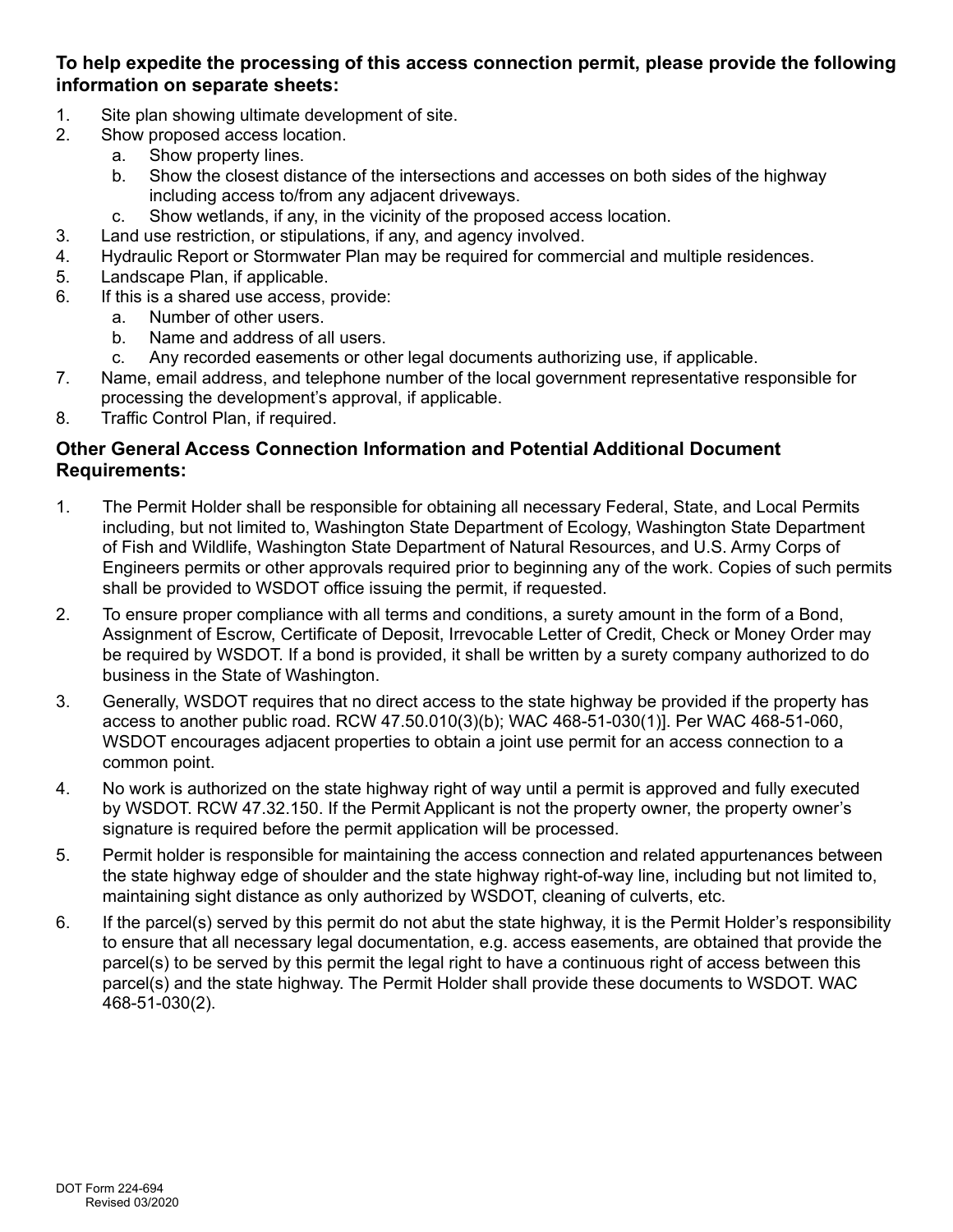**To help expedite the processing of this access connection permit, please provide the following information on separate sheets:**

1. Site plan showing ultimate development of site.
2. Show proposed access location.
   a. Show property lines.
   b. Show the closest distance of the intersections and accesses on both sides of the highway including access to/from any adjacent driveways.
   c. Show wetlands, if any, in the vicinity of the proposed access location.
3. Land use restriction, or stipulations, if any, and agency involved.
4. Hydraulic Report or Stormwater Plan may be required for commercial and multiple residences.
5. Landscape Plan, if applicable.
6. If this is a shared use access, provide:
   a. Number of other users.
   b. Name and address of all users.
   c. Any recorded easements or other legal documents authorizing use, if applicable.
7. Name, email address, and telephone number of the local government representative responsible for processing the development's approval, if applicable.
8. Traffic Control Plan, if required.

**Other General Access Connection Information and Potential Additional Document Requirements:**

1. The Permit Holder shall be responsible for obtaining all necessary Federal, State, and Local Permits including, but not limited to, Washington State Department of Ecology, Washington State Department of Fish and Wildlife, Washington State Department of Natural Resources, and U.S. Army Corps of Engineers permits or other approvals required prior to beginning any of the work. Copies of such permits shall be provided to WSDOT office issuing the permit, if requested.
2. To ensure proper compliance with all terms and conditions, a surety amount in the form of a Bond, Assignment of Escrow, Certificate of Deposit, Irrevocable Letter of Credit, Check or Money Order may be required by WSDOT. If a bond is provided, it shall be written by a surety company authorized to do business in the State of Washington.
3. Generally, WSDOT requires that no direct access to the state highway be provided if the property has access to another public road. RCW 47.50.010(3)(b); WAC 468-51-030(1)]. Per WAC 468-51-060, WSDOT encourages adjacent properties to obtain a joint use permit for an access connection to a common point.
4. No work is authorized on the state highway right of way until a permit is approved and fully executed by WSDOT. RCW 47.32.150. If the Permit Applicant is not the property owner, the property owner's signature is required before the permit application will be processed.
5. Permit holder is responsible for maintaining the access connection and related appurtenances between the state highway edge of shoulder and the state highway right-of-way line, including but not limited to, maintaining sight distance as only authorized by WSDOT, cleaning of culverts, etc.
6. If the parcel(s) served by this permit do not abut the state highway, it is the Permit Holder's responsibility to ensure that all necessary legal documentation, e.g. access easements, are obtained that provide the parcel(s) to be served by this permit the legal right to have a continuous right of access between this parcel(s) and the state highway. The Permit Holder shall provide these documents to WSDOT. WAC 468-51-030(2).

DOT Form 224-694
Revised 03/2020